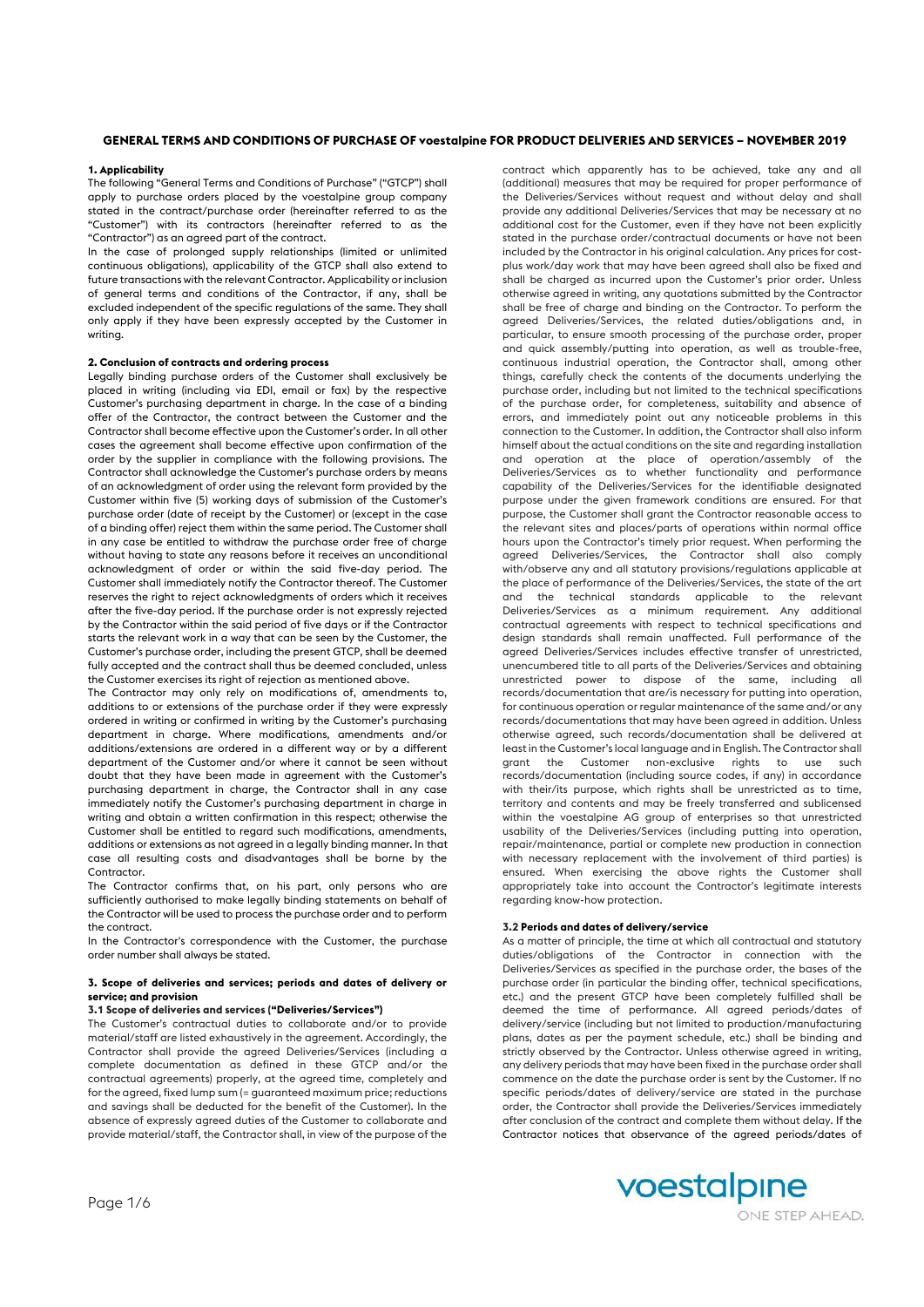# GENERAL TERMS AND CONDITIONS OF PURCHASE OF voestalpine FOR PRODUCT DELIVERIES AND SERVICES – NOVEMBER 2019

## 1. Applicability

The following "General Terms and Conditions of Purchase" ("GTCP") shall apply to purchase orders placed by the voestalpine group company stated in the contract/purchase order (hereinafter referred to as the "Customer") with its contractors (hereinafter referred to as the "Contractor") as an agreed part of the contract.

In the case of prolonged supply relationships (limited or unlimited continuous obligations), applicability of the GTCP shall also extend to future transactions with the relevant Contractor. Applicability or inclusion of general terms and conditions of the Contractor, if any, shall be excluded independent of the specific regulations of the same. They shall only apply if they have been expressly accepted by the Customer in writing.

## 2. Conclusion of contracts and ordering process

Legally binding purchase orders of the Customer shall exclusively be placed in writing (including via EDI, email or fax) by the respective Customer's purchasing department in charge. In the case of a binding offer of the Contractor, the contract between the Customer and the Contractor shall become effective upon the Customer's order. In all other cases the agreement shall become effective upon confirmation of the order by the supplier in compliance with the following provisions. The Contractor shall acknowledge the Customer's purchase orders by means of an acknowledgment of order using the relevant form provided by the Customer within five (5) working days of submission of the Customer's purchase order (date of receipt by the Customer) or (except in the case of a binding offer) reject them within the same period. The Customer shall in any case be entitled to withdraw the purchase order free of charge without having to state any reasons before it receives an unconditional acknowledgment of order or within the said five-day period. The Customer shall immediately notify the Contractor thereof. The Customer reserves the right to reject acknowledgments of orders which it receives after the five-day period. If the purchase order is not expressly rejected by the Contractor within the said period of five days or if the Contractor starts the relevant work in a way that can be seen by the Customer, the Customer's purchase order, including the present GTCP, shall be deemed fully accepted and the contract shall thus be deemed concluded, unless the Customer exercises its right of rejection as mentioned above.

The Contractor may only rely on modifications of, amendments to, additions to or extensions of the purchase order if they were expressly ordered in writing or confirmed in writing by the Customer's purchasing department in charge. Where modifications, amendments and/or additions/extensions are ordered in a different way or by a different department of the Customer and/or where it cannot be seen without doubt that they have been made in agreement with the Customer's purchasing department in charge, the Contractor shall in any case immediately notify the Customer's purchasing department in charge in writing and obtain a written confirmation in this respect; otherwise the Customer shall be entitled to regard such modifications, amendments, additions or extensions as not agreed in a legally binding manner. In that case all resulting costs and disadvantages shall be borne by the Contractor.

The Contractor confirms that, on his part, only persons who are sufficiently authorised to make legally binding statements on behalf of the Contractor will be used to process the purchase order and to perform the contract.

In the Contractor's correspondence with the Customer, the purchase order number shall always be stated.

## 3. Scope of deliveries and services; periods and dates of delivery or service; and provision

### 3.1 Scope of deliveries and services ("Deliveries/Services")

The Customer's contractual duties to collaborate and/or to provide material/staff are listed exhaustively in the agreement. Accordingly, the Contractor shall provide the agreed Deliveries/Services (including a complete documentation as defined in these GTCP and/or the contractual agreements) properly, at the agreed time, completely and for the agreed, fixed lump sum (= guaranteed maximum price; reductions and savings shall be deducted for the benefit of the Customer). In the absence of expressly agreed duties of the Customer to collaborate and provide material/staff, the Contractor shall, in view of the purpose of the contract which apparently has to be achieved, take any and all (additional) measures that may be required for proper performance of the Deliveries/Services without request and without delay and shall provide any additional Deliveries/Services that may be necessary at no additional cost for the Customer, even if they have not been explicitly stated in the purchase order/contractual documents or have not been included by the Contractor in his original calculation. Any prices for cost-plus work/day work that may have been agreed shall also be fixed and shall be charged as incurred upon the Customer's prior order. Unless otherwise agreed in writing, any quotations submitted by the Contractor shall be free of charge and binding on the Contractor. To perform the agreed Deliveries/Services, the related duties/obligations and, in particular, to ensure smooth processing of the purchase order, proper and quick assembly/putting into operation, as well as trouble-free, continuous industrial operation, the Contractor shall, among other things, carefully check the contents of the documents underlying the purchase order, including but not limited to the technical specifications of the purchase order, for completeness, suitability and absence of errors, and immediately point out any noticeable problems in this connection to the Customer. In addition, the Contractor shall also inform himself about the actual conditions on the site and regarding installation and operation at the place of operation/assembly of the Deliveries/Services as to whether functionality and performance capability of the Deliveries/Services for the identifiable designated purpose under the given framework conditions are ensured. For that purpose, the Customer shall grant the Contractor reasonable access to the relevant sites and places/parts of operations within normal office hours upon the Contractor's timely prior request. When performing the agreed Deliveries/Services, the Contractor shall also comply with/observe any and all statutory provisions/regulations applicable at the place of performance of the Deliveries/Services, the state of the art and the technical standards applicable to the relevant Deliveries/Services as a minimum requirement. Any additional contractual agreements with respect to technical specifications and design standards shall remain unaffected. Full performance of the agreed Deliveries/Services includes effective transfer of unrestricted, unencumbered title to all parts of the Deliveries/Services and obtaining unrestricted power to dispose of the same, including all records/documentation that are/is necessary for putting into operation, for continuous operation or regular maintenance of the same and/or any records/documentations that may have been agreed in addition. Unless otherwise agreed, such records/documentation shall be delivered at least in the Customer's local language and in English. The Contractor shall grant the Customer non-exclusive rights to use such records/documentation (including source codes, if any) in accordance with their/its purpose, which rights shall be unrestricted as to time, territory and contents and may be freely transferred and sublicensed within the voestalpine AG group of enterprises so that unrestricted usability of the Deliveries/Services (including putting into operation, repair/maintenance, partial or complete new production in connection with necessary replacement with the involvement of third parties) is ensured. When exercising the above rights the Customer shall appropriately take into account the Contractor's legitimate interests regarding know-how protection.

### 3.2 Periods and dates of delivery/service

As a matter of principle, the time at which all contractual and statutory duties/obligations of the Contractor in connection with the Deliveries/Services as specified in the purchase order, the bases of the purchase order (in particular the binding offer, technical specifications, etc.) and the present GTCP have been completely fulfilled shall be deemed the time of performance. All agreed periods/dates of delivery/service (including but not limited to production/manufacturing plans, dates as per the payment schedule, etc.) shall be binding and strictly observed by the Contractor. Unless otherwise agreed in writing, any delivery periods that may have been fixed in the purchase order shall commence on the date the purchase order is sent by the Customer. If no specific periods/dates of delivery/service are stated in the purchase order, the Contractor shall provide the Deliveries/Services immediately after conclusion of the contract and complete them without delay. If the Contractor notices that observance of the agreed periods/dates of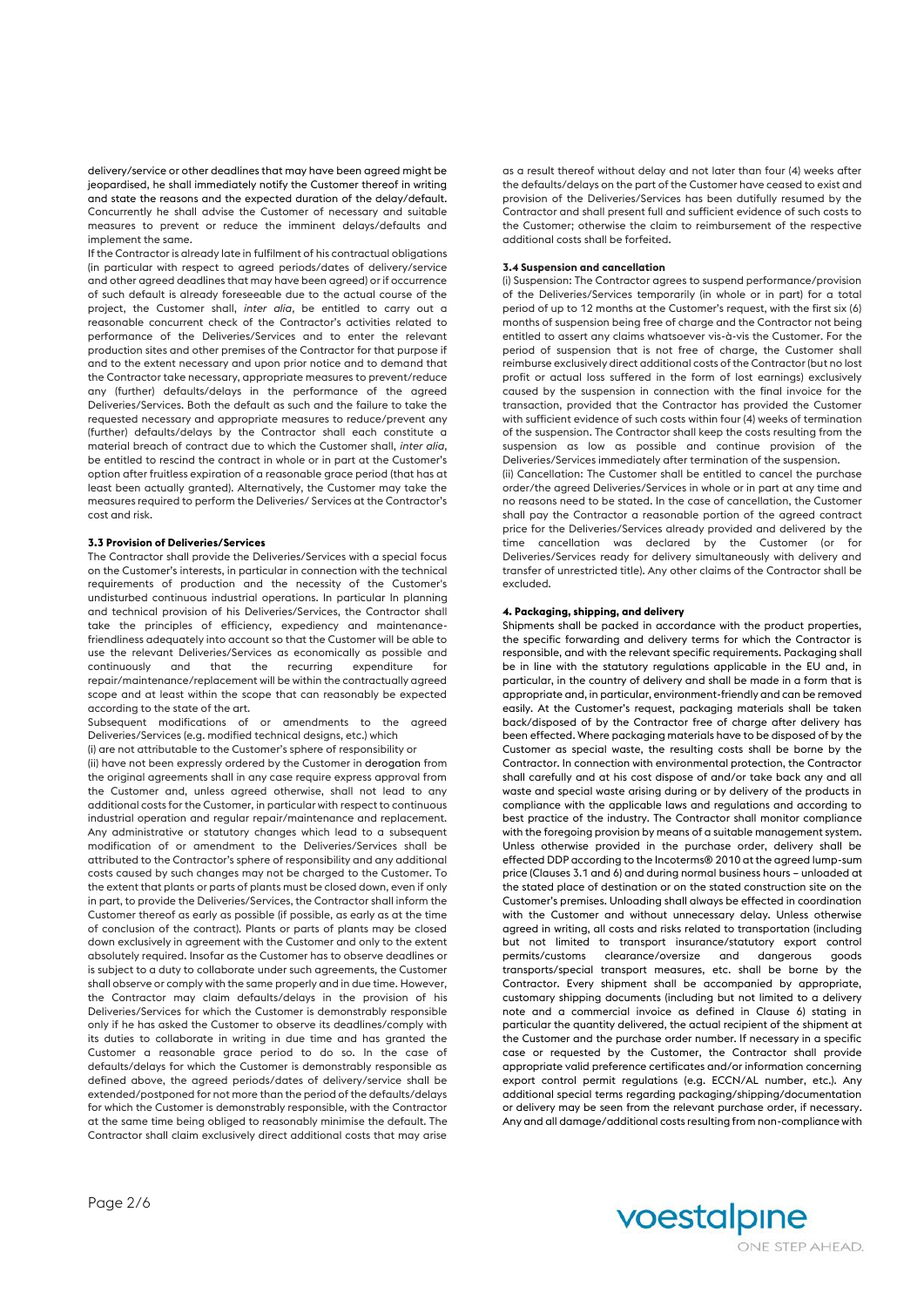delivery/service or other deadlines that may have been agreed might be jeopardised, he shall immediately notify the Customer thereof in writing and state the reasons and the expected duration of the delay/default. Concurrently he shall advise the Customer of necessary and suitable measures to prevent or reduce the imminent delays/defaults and implement the same.

If the Contractor is already late in fulfilment of his contractual obligations (in particular with respect to agreed periods/dates of delivery/service and other agreed deadlines that may have been agreed) or if occurrence of such default is already foreseeable due to the actual course of the project, the Customer shall, *inter alia*, be entitled to carry out a reasonable concurrent check of the Contractor's activities related to performance of the Deliveries/Services and to enter the relevant production sites and other premises of the Contractor for that purpose if and to the extent necessary and upon prior notice and to demand that the Contractor take necessary, appropriate measures to prevent/reduce any (further) defaults/delays in the performance of the agreed Deliveries/Services. Both the default as such and the failure to take the requested necessary and appropriate measures to reduce/prevent any (further) defaults/delays by the Contractor shall each constitute a material breach of contract due to which the Customer shall, *inter alia*, be entitled to rescind the contract in whole or in part at the Customer's option after fruitless expiration of a reasonable grace period (that has at least been actually granted). Alternatively, the Customer may take the measures required to perform the Deliveries/ Services at the Contractor's cost and risk.

**3.3 Provision of Deliveries/Services**

The Contractor shall provide the Deliveries/Services with a special focus on the Customer's interests, in particular in connection with the technical requirements of production and the necessity of the Customer's undisturbed continuous industrial operations. In particular In planning and technical provision of his Deliveries/Services, the Contractor shall take the principles of efficiency, expediency and maintenance-friendliness adequately into account so that the Customer will be able to use the relevant Deliveries/Services as economically as possible and continuously and that the recurring expenditure for repair/maintenance/replacement will be within the contractually agreed scope and at least within the scope that can reasonably be expected according to the state of the art.

Subsequent modifications of or amendments to the agreed Deliveries/Services (e.g. modified technical designs, etc.) which

(i) are not attributable to the Customer's sphere of responsibility or

(ii) have not been expressly ordered by the Customer in derogation from the original agreements shall in any case require express approval from the Customer and, unless agreed otherwise, shall not lead to any additional costs for the Customer, in particular with respect to continuous industrial operation and regular repair/maintenance and replacement. Any administrative or statutory changes which lead to a subsequent modification of or amendment to the Deliveries/Services shall be attributed to the Contractor's sphere of responsibility and any additional costs caused by such changes may not be charged to the Customer. To the extent that plants or parts of plants must be closed down, even if only in part, to provide the Deliveries/Services, the Contractor shall inform the Customer thereof as early as possible (if possible, as early as at the time of conclusion of the contract). Plants or parts of plants may be closed down exclusively in agreement with the Customer and only to the extent absolutely required. Insofar as the Customer has to observe deadlines or is subject to a duty to collaborate under such agreements, the Customer shall observe or comply with the same properly and in due time. However, the Contractor may claim defaults/delays in the provision of his Deliveries/Services for which the Customer is demonstrably responsible only if he has asked the Customer to observe its deadlines/comply with its duties to collaborate in writing in due time and has granted the Customer a reasonable grace period to do so. In the case of defaults/delays for which the Customer is demonstrably responsible as defined above, the agreed periods/dates of delivery/service shall be extended/postponed for not more than the period of the defaults/delays for which the Customer is demonstrably responsible, with the Contractor at the same time being obliged to reasonably minimise the default. The Contractor shall claim exclusively direct additional costs that may arise as a result thereof without delay and not later than four (4) weeks after the defaults/delays on the part of the Customer have ceased to exist and provision of the Deliveries/Services has been dutifully resumed by the Contractor and shall present full and sufficient evidence of such costs to the Customer; otherwise the claim to reimbursement of the respective additional costs shall be forfeited.

**3.4 Suspension and cancellation**

(i) Suspension: The Contractor agrees to suspend performance/provision of the Deliveries/Services temporarily (in whole or in part) for a total period of up to 12 months at the Customer's request, with the first six (6) months of suspension being free of charge and the Contractor not being entitled to assert any claims whatsoever vis-à-vis the Customer. For the period of suspension that is not free of charge, the Customer shall reimburse exclusively direct additional costs of the Contractor (but no lost profit or actual loss suffered in the form of lost earnings) exclusively caused by the suspension in connection with the final invoice for the transaction, provided that the Contractor has provided the Customer with sufficient evidence of such costs within four (4) weeks of termination of the suspension. The Contractor shall keep the costs resulting from the suspension as low as possible and continue provision of the Deliveries/Services immediately after termination of the suspension.

(ii) Cancellation: The Customer shall be entitled to cancel the purchase order/the agreed Deliveries/Services in whole or in part at any time and no reasons need to be stated. In the case of cancellation, the Customer shall pay the Contractor a reasonable portion of the agreed contract price for the Deliveries/Services already provided and delivered by the time cancellation was declared by the Customer (or for Deliveries/Services ready for delivery simultaneously with delivery and transfer of unrestricted title). Any other claims of the Contractor shall be excluded.

**4. Packaging, shipping, and delivery**

Shipments shall be packed in accordance with the product properties, the specific forwarding and delivery terms for which the Contractor is responsible, and with the relevant specific requirements. Packaging shall be in line with the statutory regulations applicable in the EU and, in particular, in the country of delivery and shall be made in a form that is appropriate and, in particular, environment-friendly and can be removed easily. At the Customer's request, packaging materials shall be taken back/disposed of by the Contractor free of charge after delivery has been effected. Where packaging materials have to be disposed of by the Customer as special waste, the resulting costs shall be borne by the Contractor. In connection with environmental protection, the Contractor shall carefully and at his cost dispose of and/or take back any and all waste and special waste arising during or by delivery of the products in compliance with the applicable laws and regulations and according to best practice of the industry. The Contractor shall monitor compliance with the foregoing provision by means of a suitable management system. Unless otherwise provided in the purchase order, delivery shall be effected DDP according to the Incoterms® 2010 at the agreed lump-sum price (Clauses 3.1 and 6) and during normal business hours – unloaded at the stated place of destination or on the stated construction site on the Customer's premises. Unloading shall always be effected in coordination with the Customer and without unnecessary delay. Unless otherwise agreed in writing, all costs and risks related to transportation (including but not limited to transport insurance/statutory export control permits/customs clearance/oversize and dangerous goods transports/special transport measures, etc. shall be borne by the Contractor. Every shipment shall be accompanied by appropriate, customary shipping documents (including but not limited to a delivery note and a commercial invoice as defined in Clause 6) stating in particular the quantity delivered, the actual recipient of the shipment at the Customer and the purchase order number. If necessary in a specific case or requested by the Customer, the Contractor shall provide appropriate valid preference certificates and/or information concerning export control permit regulations (e.g. ECCN/AL number, etc.). Any additional special terms regarding packaging/shipping/documentation or delivery may be seen from the relevant purchase order, if necessary. Any and all damage/additional costs resulting from non-compliance with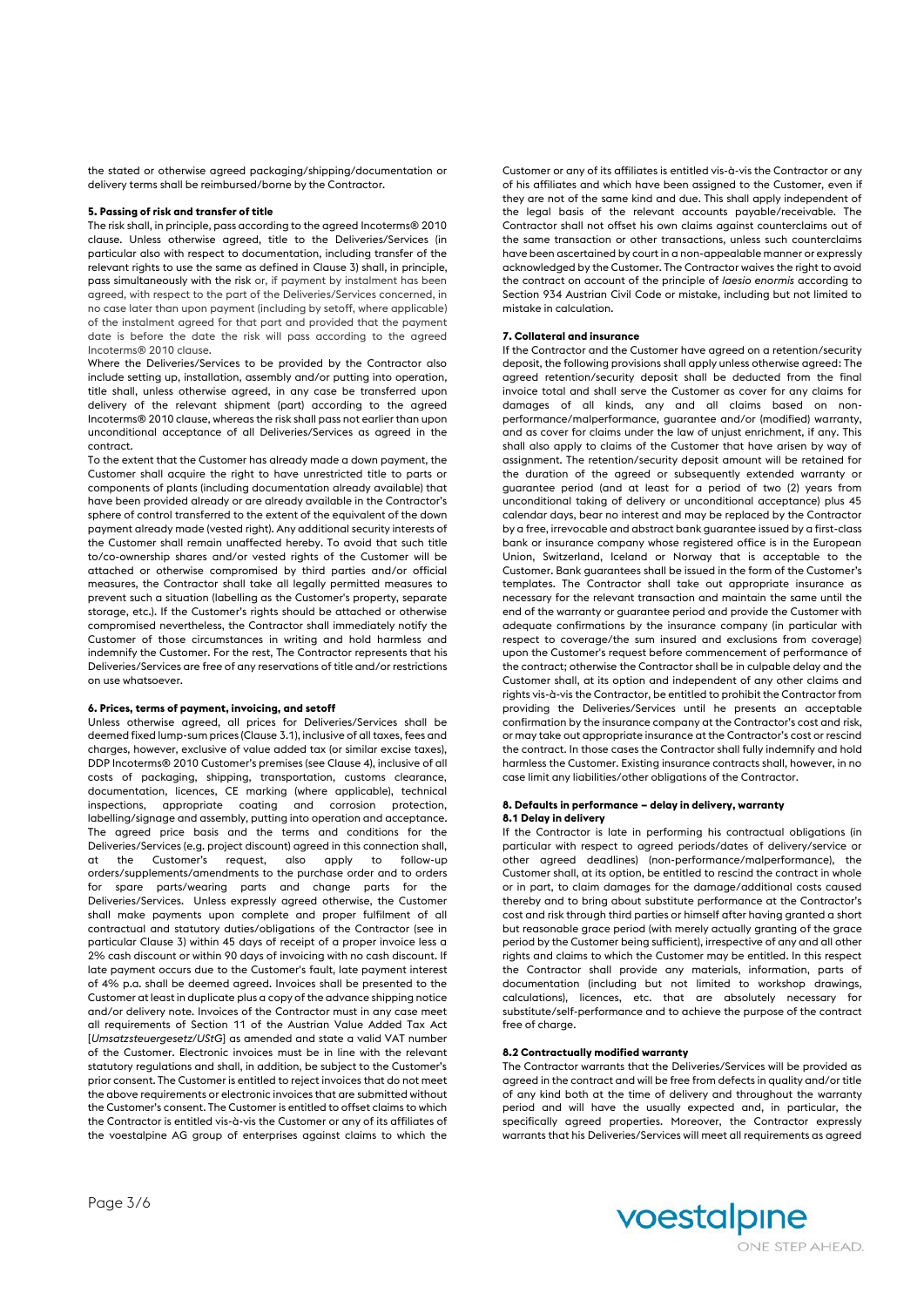the stated or otherwise agreed packaging/shipping/documentation or delivery terms shall be reimbursed/borne by the Contractor.

#### 5. Passing of risk and transfer of title

The risk shall, in principle, pass according to the agreed Incoterms® 2010 clause. Unless otherwise agreed, title to the Deliveries/Services (in particular also with respect to documentation, including transfer of the relevant rights to use the same as defined in Clause 3) shall, in principle, pass simultaneously with the risk or, if payment by instalment has been agreed, with respect to the part of the Deliveries/Services concerned, in no case later than upon payment (including by setoff, where applicable) of the instalment agreed for that part and provided that the payment date is before the date the risk will pass according to the agreed Incoterms® 2010 clause.

Where the Deliveries/Services to be provided by the Contractor also include setting up, installation, assembly and/or putting into operation, title shall, unless otherwise agreed, in any case be transferred upon delivery of the relevant shipment (part) according to the agreed Incoterms® 2010 clause, whereas the risk shall pass not earlier than upon unconditional acceptance of all Deliveries/Services as agreed in the contract.

To the extent that the Customer has already made a down payment, the Customer shall acquire the right to have unrestricted title to parts or components of plants (including documentation already available) that have been provided already or are already available in the Contractor's sphere of control transferred to the extent of the equivalent of the down payment already made (vested right). Any additional security interests of the Customer shall remain unaffected hereby. To avoid that such title to/co-ownership shares and/or vested rights of the Customer will be attached or otherwise compromised by third parties and/or official measures, the Contractor shall take all legally permitted measures to prevent such a situation (labelling as the Customer's property, separate storage, etc.). If the Customer's rights should be attached or otherwise compromised nevertheless, the Contractor shall immediately notify the Customer of those circumstances in writing and hold harmless and indemnify the Customer. For the rest, The Contractor represents that his Deliveries/Services are free of any reservations of title and/or restrictions on use whatsoever.

#### 6. Prices, terms of payment, invoicing, and setoff

Unless otherwise agreed, all prices for Deliveries/Services shall be deemed fixed lump-sum prices (Clause 3.1), inclusive of all taxes, fees and charges, however, exclusive of value added tax (or similar excise taxes), DDP Incoterms® 2010 Customer's premises (see Clause 4), inclusive of all costs of packaging, shipping, transportation, customs clearance, documentation, licences, CE marking (where applicable), technical inspections, appropriate coating and corrosion protection, labelling/signage and assembly, putting into operation and acceptance. The agreed price basis and the terms and conditions for the Deliveries/Services (e.g. project discount) agreed in this connection shall, at the Customer's request, also apply to follow-up orders/supplements/amendments to the purchase order and to orders for spare parts/wearing parts and change parts for the Deliveries/Services. Unless expressly agreed otherwise, the Customer shall make payments upon complete and proper fulfilment of all contractual and statutory duties/obligations of the Contractor (see in particular Clause 3) within 45 days of receipt of a proper invoice less a 2% cash discount or within 90 days of invoicing with no cash discount. If late payment occurs due to the Customer's fault, late payment interest of 4% p.a. shall be deemed agreed. Invoices shall be presented to the Customer at least in duplicate plus a copy of the advance shipping notice and/or delivery note. Invoices of the Contractor must in any case meet all requirements of Section 11 of the Austrian Value Added Tax Act [*Umsatzsteuergesetz/UStG*] as amended and state a valid VAT number of the Customer. Electronic invoices must be in line with the relevant statutory regulations and shall, in addition, be subject to the Customer's prior consent. The Customer is entitled to reject invoices that do not meet the above requirements or electronic invoices that are submitted without the Customer's consent. The Customer is entitled to offset claims to which the Contractor is entitled vis-à-vis the Customer or any of its affiliates of the voestalpine AG group of enterprises against claims to which the Customer or any of its affiliates is entitled vis-à-vis the Contractor or any of his affiliates and which have been assigned to the Customer, even if they are not of the same kind and due. This shall apply independent of the legal basis of the relevant accounts payable/receivable. The Contractor shall not offset his own claims against counterclaims out of the same transaction or other transactions, unless such counterclaims have been ascertained by court in a non-appealable manner or expressly acknowledged by the Customer. The Contractor waives the right to avoid the contract on account of the principle of *laesio enormis* according to Section 934 Austrian Civil Code or mistake, including but not limited to mistake in calculation.

#### 7. Collateral and insurance

If the Contractor and the Customer have agreed on a retention/security deposit, the following provisions shall apply unless otherwise agreed: The agreed retention/security deposit shall be deducted from the final invoice total and shall serve the Customer as cover for any claims for damages of all kinds, any and all claims based on non-performance/malperformance, guarantee and/or (modified) warranty, and as cover for claims under the law of unjust enrichment, if any. This shall also apply to claims of the Customer that have arisen by way of assignment. The retention/security deposit amount will be retained for the duration of the agreed or subsequently extended warranty or guarantee period (and at least for a period of two (2) years from unconditional taking of delivery or unconditional acceptance) plus 45 calendar days, bear no interest and may be replaced by the Contractor by a free, irrevocable and abstract bank guarantee issued by a first-class bank or insurance company whose registered office is in the European Union, Switzerland, Iceland or Norway that is acceptable to the Customer. Bank guarantees shall be issued in the form of the Customer's templates. The Contractor shall take out appropriate insurance as necessary for the relevant transaction and maintain the same until the end of the warranty or guarantee period and provide the Customer with adequate confirmations by the insurance company (in particular with respect to coverage/the sum insured and exclusions from coverage) upon the Customer's request before commencement of performance of the contract; otherwise the Contractor shall be in culpable delay and the Customer shall, at its option and independent of any other claims and rights vis-à-vis the Contractor, be entitled to prohibit the Contractor from providing the Deliveries/Services until he presents an acceptable confirmation by the insurance company at the Contractor's cost and risk, or may take out appropriate insurance at the Contractor's cost or rescind the contract. In those cases the Contractor shall fully indemnify and hold harmless the Customer. Existing insurance contracts shall, however, in no case limit any liabilities/other obligations of the Contractor.

#### 8. Defaults in performance – delay in delivery, warranty

##### 8.1 Delay in delivery

If the Contractor is late in performing his contractual obligations (in particular with respect to agreed periods/dates of delivery/service or other agreed deadlines) (non-performance/malperformance), the Customer shall, at its option, be entitled to rescind the contract in whole or in part, to claim damages for the damage/additional costs caused thereby and to bring about substitute performance at the Contractor's cost and risk through third parties or himself after having granted a short but reasonable grace period (with merely actually granting of the grace period by the Customer being sufficient), irrespective of any and all other rights and claims to which the Customer may be entitled. In this respect the Contractor shall provide any materials, information, parts of documentation (including but not limited to workshop drawings, calculations), licences, etc. that are absolutely necessary for substitute/self-performance and to achieve the purpose of the contract free of charge.

##### 8.2 Contractually modified warranty

The Contractor warrants that the Deliveries/Services will be provided as agreed in the contract and will be free from defects in quality and/or title of any kind both at the time of delivery and throughout the warranty period and will have the usually expected and, in particular, the specifically agreed properties. Moreover, the Contractor expressly warrants that his Deliveries/Services will meet all requirements as agreed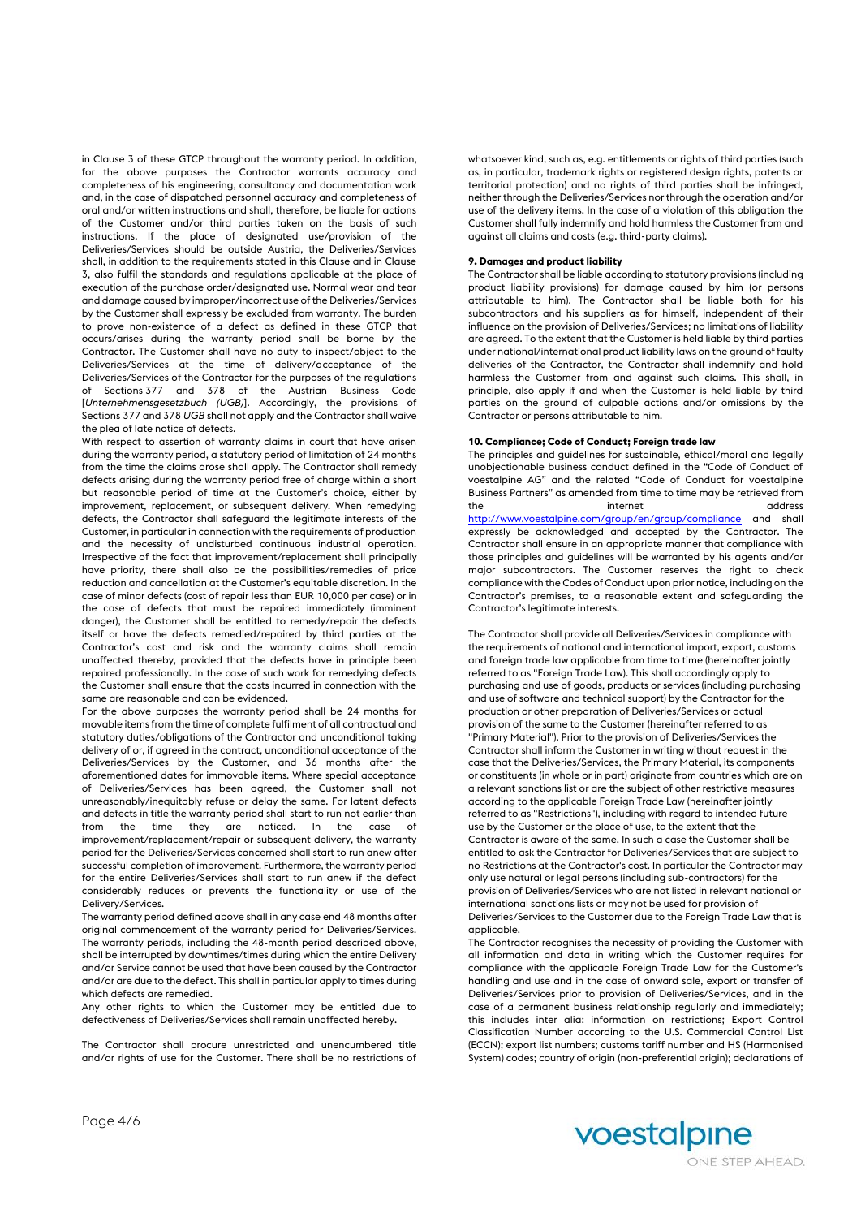in Clause 3 of these GTCP throughout the warranty period. In addition, for the above purposes the Contractor warrants accuracy and completeness of his engineering, consultancy and documentation work and, in the case of dispatched personnel accuracy and completeness of oral and/or written instructions and shall, therefore, be liable for actions of the Customer and/or third parties taken on the basis of such instructions. If the place of designated use/provision of the Deliveries/Services should be outside Austria, the Deliveries/Services shall, in addition to the requirements stated in this Clause and in Clause 3, also fulfil the standards and regulations applicable at the place of execution of the purchase order/designated use. Normal wear and tear and damage caused by improper/incorrect use of the Deliveries/Services by the Customer shall expressly be excluded from warranty. The burden to prove non-existence of a defect as defined in these GTCP that occurs/arises during the warranty period shall be borne by the Contractor. The Customer shall have no duty to inspect/object to the Deliveries/Services at the time of delivery/acceptance of the Deliveries/Services of the Contractor for the purposes of the regulations of Sections 377 and 378 of the Austrian Business Code [*Unternehmensgesetzbuch (UGB)*]. Accordingly, the provisions of Sections 377 and 378 *UGB* shall not apply and the Contractor shall waive the plea of late notice of defects.

With respect to assertion of warranty claims in court that have arisen during the warranty period, a statutory period of limitation of 24 months from the time the claims arose shall apply. The Contractor shall remedy defects arising during the warranty period free of charge within a short but reasonable period of time at the Customer's choice, either by improvement, replacement, or subsequent delivery. When remedying defects, the Contractor shall safeguard the legitimate interests of the Customer, in particular in connection with the requirements of production and the necessity of undisturbed continuous industrial operation. Irrespective of the fact that improvement/replacement shall principally have priority, there shall also be the possibilities/remedies of price reduction and cancellation at the Customer's equitable discretion. In the case of minor defects (cost of repair less than EUR 10,000 per case) or in the case of defects that must be repaired immediately (imminent danger), the Customer shall be entitled to remedy/repair the defects itself or have the defects remedied/repaired by third parties at the Contractor's cost and risk and the warranty claims shall remain unaffected thereby, provided that the defects have in principle been repaired professionally. In the case of such work for remedying defects the Customer shall ensure that the costs incurred in connection with the same are reasonable and can be evidenced.

For the above purposes the warranty period shall be 24 months for movable items from the time of complete fulfilment of all contractual and statutory duties/obligations of the Contractor and unconditional taking delivery of or, if agreed in the contract, unconditional acceptance of the Deliveries/Services by the Customer, and 36 months after the aforementioned dates for immovable items. Where special acceptance of Deliveries/Services has been agreed, the Customer shall not unreasonably/inequitably refuse or delay the same. For latent defects and defects in title the warranty period shall start to run not earlier than from the time they are noticed. In the case of improvement/replacement/repair or subsequent delivery, the warranty period for the Deliveries/Services concerned shall start to run anew after successful completion of improvement. Furthermore, the warranty period for the entire Deliveries/Services shall start to run anew if the defect considerably reduces or prevents the functionality or use of the Delivery/Services.

The warranty period defined above shall in any case end 48 months after original commencement of the warranty period for Deliveries/Services. The warranty periods, including the 48-month period described above, shall be interrupted by downtimes/times during which the entire Delivery and/or Service cannot be used that have been caused by the Contractor and/or are due to the defect. This shall in particular apply to times during which defects are remedied.

Any other rights to which the Customer may be entitled due to defectiveness of Deliveries/Services shall remain unaffected hereby.

The Contractor shall procure unrestricted and unencumbered title and/or rights of use for the Customer. There shall be no restrictions of whatsoever kind, such as, e.g. entitlements or rights of third parties (such as, in particular, trademark rights or registered design rights, patents or territorial protection) and no rights of third parties shall be infringed, neither through the Deliveries/Services nor through the operation and/or use of the delivery items. In the case of a violation of this obligation the Customer shall fully indemnify and hold harmless the Customer from and against all claims and costs (e.g. third-party claims).

**9. Damages and product liability**

The Contractor shall be liable according to statutory provisions (including product liability provisions) for damage caused by him (or persons attributable to him). The Contractor shall be liable both for his subcontractors and his suppliers as for himself, independent of their influence on the provision of Deliveries/Services; no limitations of liability are agreed. To the extent that the Customer is held liable by third parties under national/international product liability laws on the ground of faulty deliveries of the Contractor, the Contractor shall indemnify and hold harmless the Customer from and against such claims. This shall, in principle, also apply if and when the Customer is held liable by third parties on the ground of culpable actions and/or omissions by the Contractor or persons attributable to him.

**10. Compliance; Code of Conduct; Foreign trade law**

The principles and guidelines for sustainable, ethical/moral and legally unobjectionable business conduct defined in the "Code of Conduct of voestalpine AG" and the related "Code of Conduct for voestalpine Business Partners" as amended from time to time may be retrieved from the internet address http://www.voestalpine.com/group/en/group/compliance and shall expressly be acknowledged and accepted by the Contractor. The Contractor shall ensure in an appropriate manner that compliance with those principles and guidelines will be warranted by his agents and/or major subcontractors. The Customer reserves the right to check compliance with the Codes of Conduct upon prior notice, including on the Contractor's premises, to a reasonable extent and safeguarding the Contractor's legitimate interests.

The Contractor shall provide all Deliveries/Services in compliance with the requirements of national and international import, export, customs and foreign trade law applicable from time to time (hereinafter jointly referred to as "Foreign Trade Law). This shall accordingly apply to purchasing and use of goods, products or services (including purchasing and use of software and technical support) by the Contractor for the production or other preparation of Deliveries/Services or actual provision of the same to the Customer (hereinafter referred to as "Primary Material"). Prior to the provision of Deliveries/Services the Contractor shall inform the Customer in writing without request in the case that the Deliveries/Services, the Primary Material, its components or constituents (in whole or in part) originate from countries which are on a relevant sanctions list or are the subject of other restrictive measures according to the applicable Foreign Trade Law (hereinafter jointly referred to as "Restrictions"), including with regard to intended future use by the Customer or the place of use, to the extent that the Contractor is aware of the same. In such a case the Customer shall be entitled to ask the Contractor for Deliveries/Services that are subject to no Restrictions at the Contractor's cost. In particular the Contractor may only use natural or legal persons (including sub-contractors) for the provision of Deliveries/Services who are not listed in relevant national or international sanctions lists or may not be used for provision of Deliveries/Services to the Customer due to the Foreign Trade Law that is applicable.

The Contractor recognises the necessity of providing the Customer with all information and data in writing which the Customer requires for compliance with the applicable Foreign Trade Law for the Customer's handling and use and in the case of onward sale, export or transfer of Deliveries/Services prior to provision of Deliveries/Services, and in the case of a permanent business relationship regularly and immediately; this includes inter alia: information on restrictions; Export Control Classification Number according to the U.S. Commercial Control List (ECCN); export list numbers; customs tariff number and HS (Harmonised System) codes; country of origin (non-preferential origin); declarations of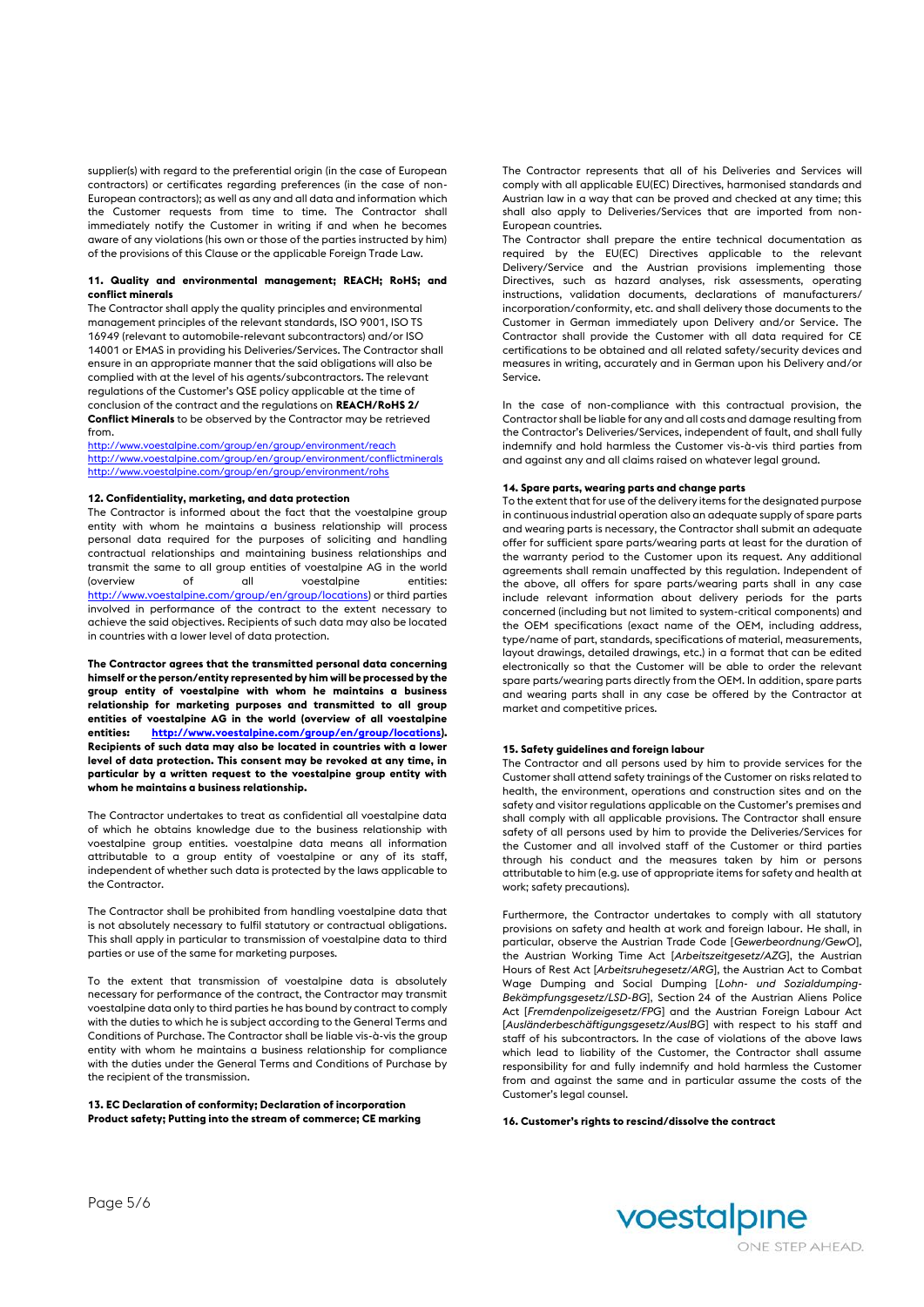supplier(s) with regard to the preferential origin (in the case of European contractors) or certificates regarding preferences (in the case of non-European contractors); as well as any and all data and information which the Customer requests from time to time. The Contractor shall immediately notify the Customer in writing if and when he becomes aware of any violations (his own or those of the parties instructed by him) of the provisions of this Clause or the applicable Foreign Trade Law.

#### 11. Quality and environmental management; REACH; RoHS; and conflict minerals

The Contractor shall apply the quality principles and environmental management principles of the relevant standards, ISO 9001, ISO TS 16949 (relevant to automobile-relevant subcontractors) and/or ISO 14001 or EMAS in providing his Deliveries/Services. The Contractor shall ensure in an appropriate manner that the said obligations will also be complied with at the level of his agents/subcontractors. The relevant regulations of the Customer's QSE policy applicable at the time of conclusion of the contract and the regulations on **REACH/RoHS 2/ Conflict Minerals** to be observed by the Contractor may be retrieved from.

http://www.voestalpine.com/group/en/group/environment/reach
http://www.voestalpine.com/group/en/group/environment/conflictminerals
http://www.voestalpine.com/group/en/group/environment/rohs

#### 12. Confidentiality, marketing, and data protection

The Contractor is informed about the fact that the voestalpine group entity with whom he maintains a business relationship will process personal data required for the purposes of soliciting and handling contractual relationships and maintaining business relationships and transmit the same to all group entities of voestalpine AG in the world (overview of all voestalpine entities: http://www.voestalpine.com/group/en/group/locations) or third parties involved in performance of the contract to the extent necessary to achieve the said objectives. Recipients of such data may also be located in countries with a lower level of data protection.

**The Contractor agrees that the transmitted personal data concerning himself or the person/entity represented by him will be processed by the group entity of voestalpine with whom he maintains a business relationship for marketing purposes and transmitted to all group entities of voestalpine AG in the world (overview of all voestalpine entities: http://www.voestalpine.com/group/en/group/locations). Recipients of such data may also be located in countries with a lower level of data protection. This consent may be revoked at any time, in particular by a written request to the voestalpine group entity with whom he maintains a business relationship.**

The Contractor undertakes to treat as confidential all voestalpine data of which he obtains knowledge due to the business relationship with voestalpine group entities. voestalpine data means all information attributable to a group entity of voestalpine or any of its staff, independent of whether such data is protected by the laws applicable to the Contractor.

The Contractor shall be prohibited from handling voestalpine data that is not absolutely necessary to fulfil statutory or contractual obligations. This shall apply in particular to transmission of voestalpine data to third parties or use of the same for marketing purposes.

To the extent that transmission of voestalpine data is absolutely necessary for performance of the contract, the Contractor may transmit voestalpine data only to third parties he has bound by contract to comply with the duties to which he is subject according to the General Terms and Conditions of Purchase. The Contractor shall be liable vis-à-vis the group entity with whom he maintains a business relationship for compliance with the duties under the General Terms and Conditions of Purchase by the recipient of the transmission.

#### 13. EC Declaration of conformity; Declaration of incorporation Product safety; Putting into the stream of commerce; CE marking

The Contractor represents that all of his Deliveries and Services will comply with all applicable EU(EC) Directives, harmonised standards and Austrian law in a way that can be proved and checked at any time; this shall also apply to Deliveries/Services that are imported from non-European countries.

The Contractor shall prepare the entire technical documentation as required by the EU(EC) Directives applicable to the relevant Delivery/Service and the Austrian provisions implementing those Directives, such as hazard analyses, risk assessments, operating instructions, validation documents, declarations of manufacturers/ incorporation/conformity, etc. and shall delivery those documents to the Customer in German immediately upon Delivery and/or Service. The Contractor shall provide the Customer with all data required for CE certifications to be obtained and all related safety/security devices and measures in writing, accurately and in German upon his Delivery and/or Service.

In the case of non-compliance with this contractual provision, the Contractor shall be liable for any and all costs and damage resulting from the Contractor's Deliveries/Services, independent of fault, and shall fully indemnify and hold harmless the Customer vis-à-vis third parties from and against any and all claims raised on whatever legal ground.

#### 14. Spare parts, wearing parts and change parts

To the extent that for use of the delivery items for the designated purpose in continuous industrial operation also an adequate supply of spare parts and wearing parts is necessary, the Contractor shall submit an adequate offer for sufficient spare parts/wearing parts at least for the duration of the warranty period to the Customer upon its request. Any additional agreements shall remain unaffected by this regulation. Independent of the above, all offers for spare parts/wearing parts shall in any case include relevant information about delivery periods for the parts concerned (including but not limited to system-critical components) and the OEM specifications (exact name of the OEM, including address, type/name of part, standards, specifications of material, measurements, layout drawings, detailed drawings, etc.) in a format that can be edited electronically so that the Customer will be able to order the relevant spare parts/wearing parts directly from the OEM. In addition, spare parts and wearing parts shall in any case be offered by the Contractor at market and competitive prices.

#### 15. Safety guidelines and foreign labour

The Contractor and all persons used by him to provide services for the Customer shall attend safety trainings of the Customer on risks related to health, the environment, operations and construction sites and on the safety and visitor regulations applicable on the Customer's premises and shall comply with all applicable provisions. The Contractor shall ensure safety of all persons used by him to provide the Deliveries/Services for the Customer and all involved staff of the Customer or third parties through his conduct and the measures taken by him or persons attributable to him (e.g. use of appropriate items for safety and health at work; safety precautions).

Furthermore, the Contractor undertakes to comply with all statutory provisions on safety and health at work and foreign labour. He shall, in particular, observe the Austrian Trade Code [*Gewerbeordnung/GewO*], the Austrian Working Time Act [*Arbeitszeitgesetz/AZG*], the Austrian Hours of Rest Act [*Arbeitsruhegesetz/ARG*], the Austrian Act to Combat Wage Dumping and Social Dumping [*Lohn- und Sozialdumping-Bekämpfungsgesetz/LSD-BG*], Section 24 of the Austrian Aliens Police Act [*Fremdenpolizeigesetz/FPG*] and the Austrian Foreign Labour Act [*Ausländerbeschäftigungsgesetz/AuslBG*] with respect to his staff and staff of his subcontractors. In the case of violations of the above laws which lead to liability of the Customer, the Contractor shall assume responsibility for and fully indemnify and hold harmless the Customer from and against the same and in particular assume the costs of the Customer's legal counsel.

#### 16. Customer's rights to rescind/dissolve the contract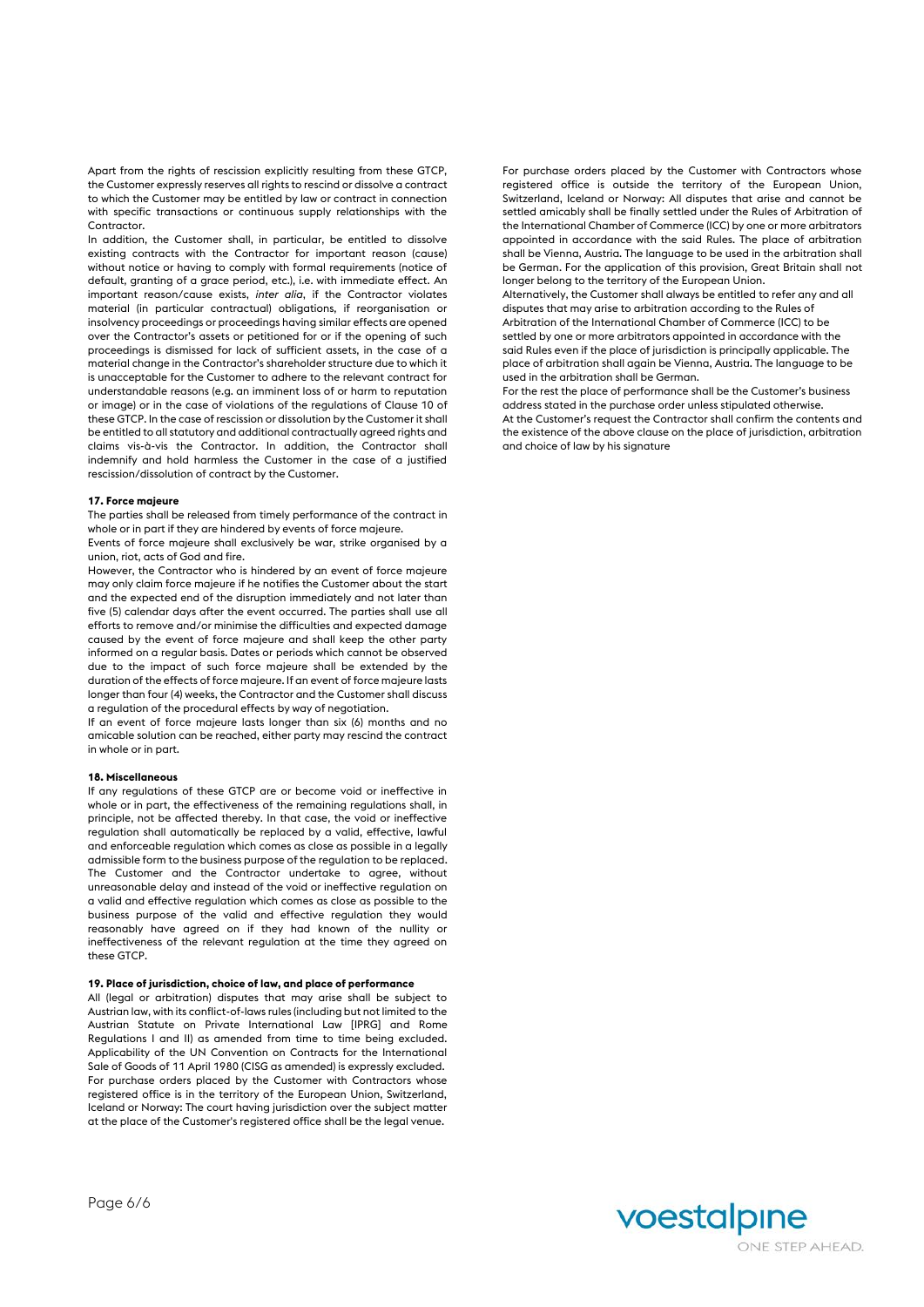Apart from the rights of rescission explicitly resulting from these GTCP, the Customer expressly reserves all rights to rescind or dissolve a contract to which the Customer may be entitled by law or contract in connection with specific transactions or continuous supply relationships with the Contractor.

In addition, the Customer shall, in particular, be entitled to dissolve existing contracts with the Contractor for important reason (cause) without notice or having to comply with formal requirements (notice of default, granting of a grace period, etc.), i.e. with immediate effect. An important reason/cause exists, *inter alia*, if the Contractor violates material (in particular contractual) obligations, if reorganisation or insolvency proceedings or proceedings having similar effects are opened over the Contractor's assets or petitioned for or if the opening of such proceedings is dismissed for lack of sufficient assets, in the case of a material change in the Contractor's shareholder structure due to which it is unacceptable for the Customer to adhere to the relevant contract for understandable reasons (e.g. an imminent loss of or harm to reputation or image) or in the case of violations of the regulations of Clause 10 of these GTCP. In the case of rescission or dissolution by the Customer it shall be entitled to all statutory and additional contractually agreed rights and claims vis-à-vis the Contractor. In addition, the Contractor shall indemnify and hold harmless the Customer in the case of a justified rescission/dissolution of contract by the Customer.

**17. Force majeure**

The parties shall be released from timely performance of the contract in whole or in part if they are hindered by events of force majeure.

Events of force majeure shall exclusively be war, strike organised by a union, riot, acts of God and fire.

However, the Contractor who is hindered by an event of force majeure may only claim force majeure if he notifies the Customer about the start and the expected end of the disruption immediately and not later than five (5) calendar days after the event occurred. The parties shall use all efforts to remove and/or minimise the difficulties and expected damage caused by the event of force majeure and shall keep the other party informed on a regular basis. Dates or periods which cannot be observed due to the impact of such force majeure shall be extended by the duration of the effects of force majeure. If an event of force majeure lasts longer than four (4) weeks, the Contractor and the Customer shall discuss a regulation of the procedural effects by way of negotiation.

If an event of force majeure lasts longer than six (6) months and no amicable solution can be reached, either party may rescind the contract in whole or in part.

**18. Miscellaneous**

If any regulations of these GTCP are or become void or ineffective in whole or in part, the effectiveness of the remaining regulations shall, in principle, not be affected thereby. In that case, the void or ineffective regulation shall automatically be replaced by a valid, effective, lawful and enforceable regulation which comes as close as possible in a legally admissible form to the business purpose of the regulation to be replaced. The Customer and the Contractor undertake to agree, without unreasonable delay and instead of the void or ineffective regulation on a valid and effective regulation which comes as close as possible to the business purpose of the valid and effective regulation they would reasonably have agreed on if they had known of the nullity or ineffectiveness of the relevant regulation at the time they agreed on these GTCP.

**19. Place of jurisdiction, choice of law, and place of performance**

All (legal or arbitration) disputes that may arise shall be subject to Austrian law, with its conflict-of-laws rules (including but not limited to the Austrian Statute on Private International Law [IPRG] and Rome Regulations I and II) as amended from time to time being excluded. Applicability of the UN Convention on Contracts for the International Sale of Goods of 11 April 1980 (CISG as amended) is expressly excluded.

For purchase orders placed by the Customer with Contractors whose registered office is in the territory of the European Union, Switzerland, Iceland or Norway: The court having jurisdiction over the subject matter at the place of the Customer's registered office shall be the legal venue.

For purchase orders placed by the Customer with Contractors whose registered office is outside the territory of the European Union, Switzerland, Iceland or Norway: All disputes that arise and cannot be settled amicably shall be finally settled under the Rules of Arbitration of the International Chamber of Commerce (ICC) by one or more arbitrators appointed in accordance with the said Rules. The place of arbitration shall be Vienna, Austria. The language to be used in the arbitration shall be German. For the application of this provision, Great Britain shall not longer belong to the territory of the European Union.

Alternatively, the Customer shall always be entitled to refer any and all disputes that may arise to arbitration according to the Rules of Arbitration of the International Chamber of Commerce (ICC) to be settled by one or more arbitrators appointed in accordance with the said Rules even if the place of jurisdiction is principally applicable. The place of arbitration shall again be Vienna, Austria. The language to be used in the arbitration shall be German.

For the rest the place of performance shall be the Customer's business address stated in the purchase order unless stipulated otherwise.

At the Customer's request the Contractor shall confirm the contents and the existence of the above clause on the place of jurisdiction, arbitration and choice of law by his signature